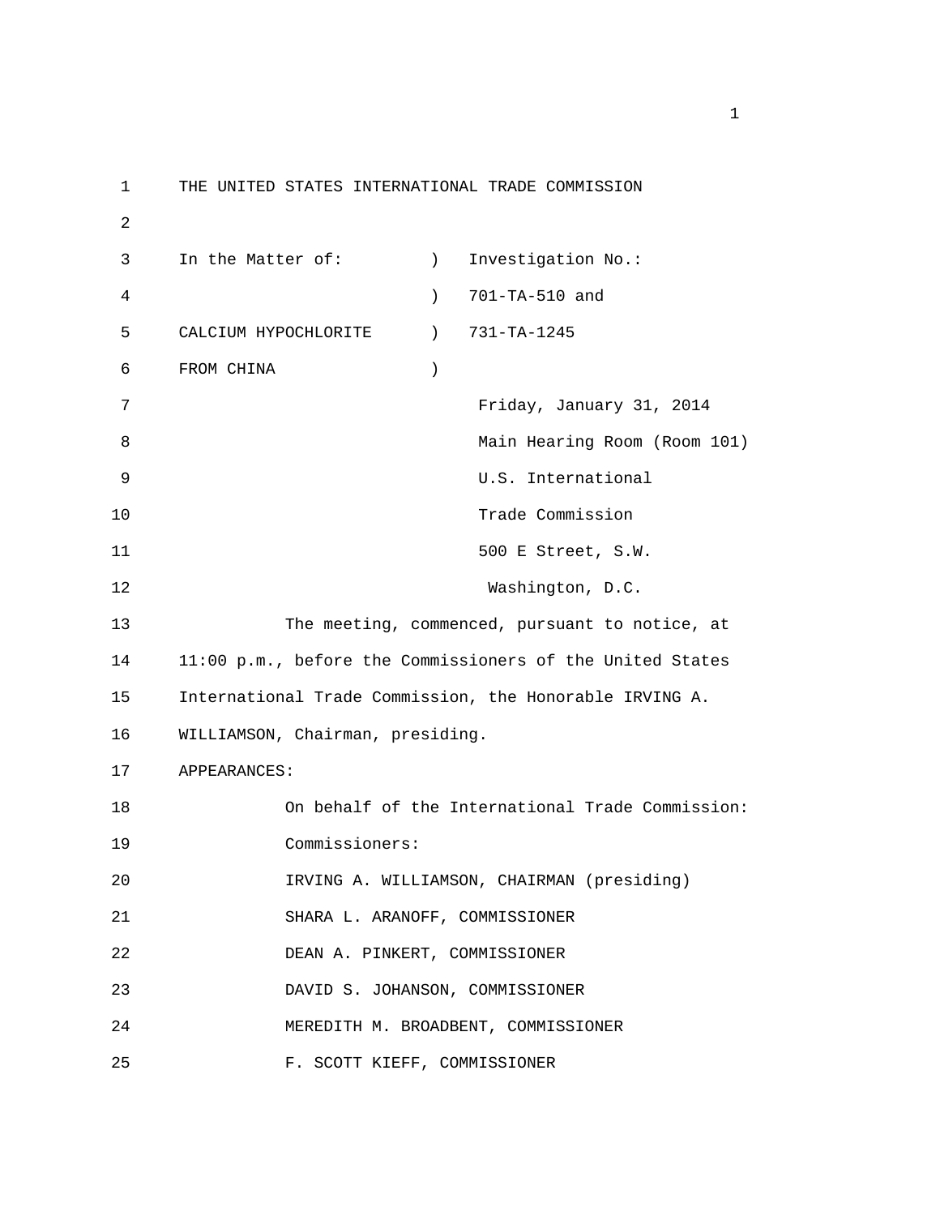THE UNITED STATES INTERNATIONAL TRADE COMMISSION

| | | |
|---|---|---|
| In the Matter of: | ) | Investigation No.: |
| | ) | 701-TA-510 and |
| CALCIUM HYPOCHLORITE | ) | 731-TA-1245 |
| FROM CHINA | ) | |

Friday, January 31, 2014

Main Hearing Room (Room 101)

U.S. International

Trade Commission

500 E Street, S.W.

Washington, D.C.

The meeting, commenced, pursuant to notice, at 11:00 p.m., before the Commissioners of the United States International Trade Commission, the Honorable IRVING A. WILLIAMSON, Chairman, presiding.

APPEARANCES:

On behalf of the International Trade Commission:

Commissioners:

IRVING A. WILLIAMSON, CHAIRMAN (presiding)

SHARA L. ARANOFF, COMMISSIONER

DEAN A. PINKERT, COMMISSIONER

DAVID S. JOHANSON, COMMISSIONER

MEREDITH M. BROADBENT, COMMISSIONER

F. SCOTT KIEFF, COMMISSIONER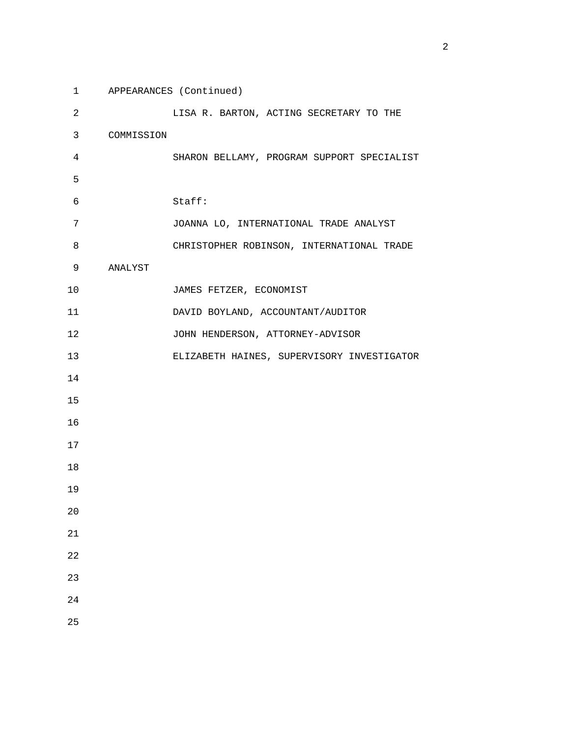APPEARANCES (Continued)

LISA R. BARTON, ACTING SECRETARY TO THE COMMISSION

SHARON BELLAMY, PROGRAM SUPPORT SPECIALIST

Staff:

JOANNA LO, INTERNATIONAL TRADE ANALYST

CHRISTOPHER ROBINSON, INTERNATIONAL TRADE ANALYST

JAMES FETZER, ECONOMIST

DAVID BOYLAND, ACCOUNTANT/AUDITOR

JOHN HENDERSON, ATTORNEY-ADVISOR

ELIZABETH HAINES, SUPERVISORY INVESTIGATOR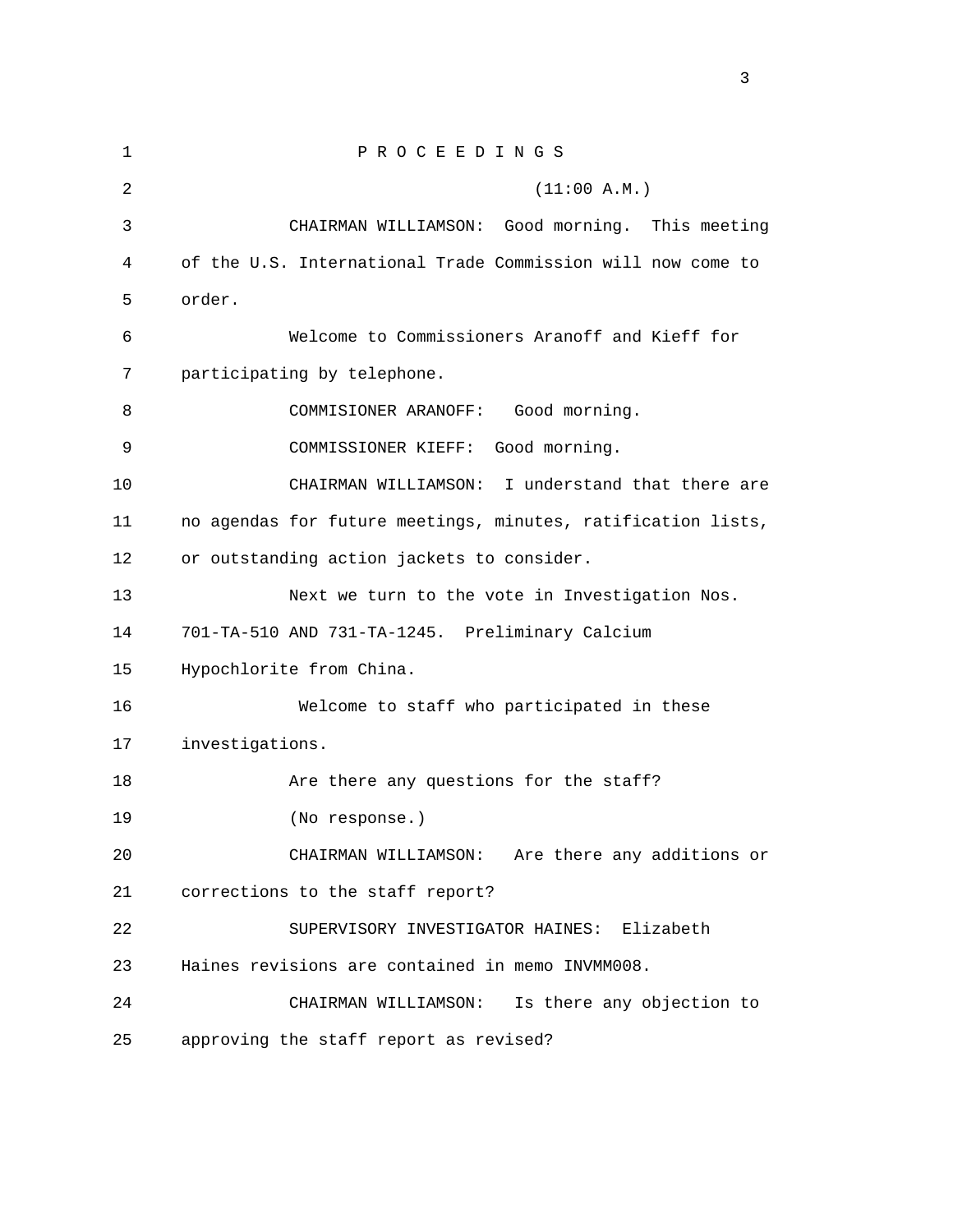P R O C E E D I N G S

(11:00 A.M.)

CHAIRMAN WILLIAMSON: Good morning. This meeting of the U.S. International Trade Commission will now come to order.

Welcome to Commissioners Aranoff and Kieff for participating by telephone.

COMMISIONER ARANOFF: Good morning.

COMMISSIONER KIEFF: Good morning.

CHAIRMAN WILLIAMSON: I understand that there are no agendas for future meetings, minutes, ratification lists, or outstanding action jackets to consider.

Next we turn to the vote in Investigation Nos. 701-TA-510 AND 731-TA-1245. Preliminary Calcium Hypochlorite from China.

Welcome to staff who participated in these investigations.

Are there any questions for the staff?

(No response.)

CHAIRMAN WILLIAMSON: Are there any additions or corrections to the staff report?

SUPERVISORY INVESTIGATOR HAINES: Elizabeth Haines revisions are contained in memo INVMM008.

CHAIRMAN WILLIAMSON: Is there any objection to approving the staff report as revised?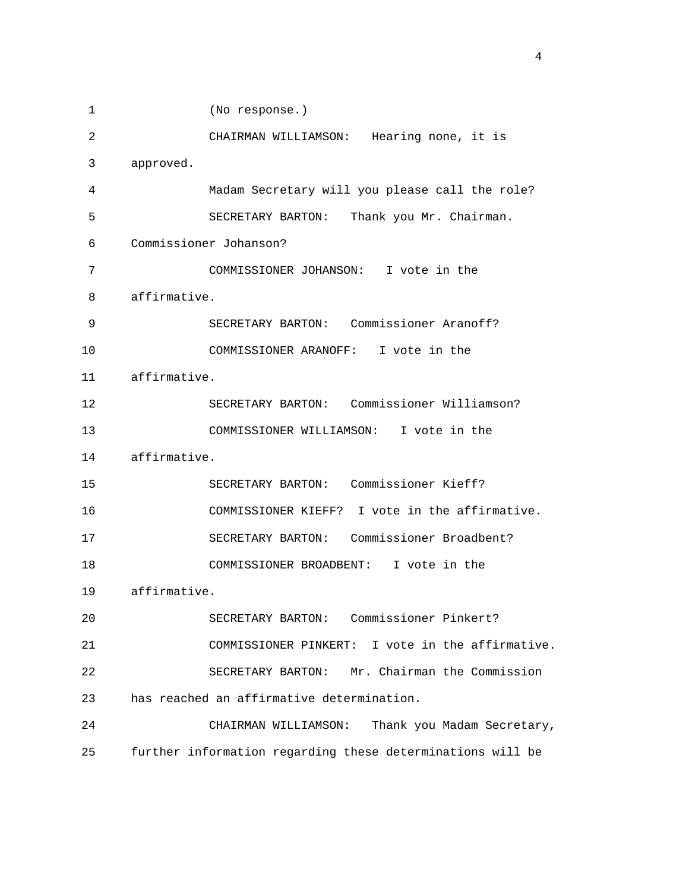(No response.)

CHAIRMAN WILLIAMSON: Hearing none, it is approved.

Madam Secretary will you please call the role?

SECRETARY BARTON: Thank you Mr. Chairman. Commissioner Johanson?

COMMISSIONER JOHANSON: I vote in the affirmative.

SECRETARY BARTON: Commissioner Aranoff?

COMMISSIONER ARANOFF: I vote in the affirmative.

SECRETARY BARTON: Commissioner Williamson?

COMMISSIONER WILLIAMSON: I vote in the affirmative.

SECRETARY BARTON: Commissioner Kieff?

COMMISSIONER KIEFF? I vote in the affirmative.

SECRETARY BARTON: Commissioner Broadbent?

COMMISSIONER BROADBENT: I vote in the affirmative.

SECRETARY BARTON: Commissioner Pinkert?

COMMISSIONER PINKERT: I vote in the affirmative.

SECRETARY BARTON: Mr. Chairman the Commission has reached an affirmative determination.

CHAIRMAN WILLIAMSON: Thank you Madam Secretary, further information regarding these determinations will be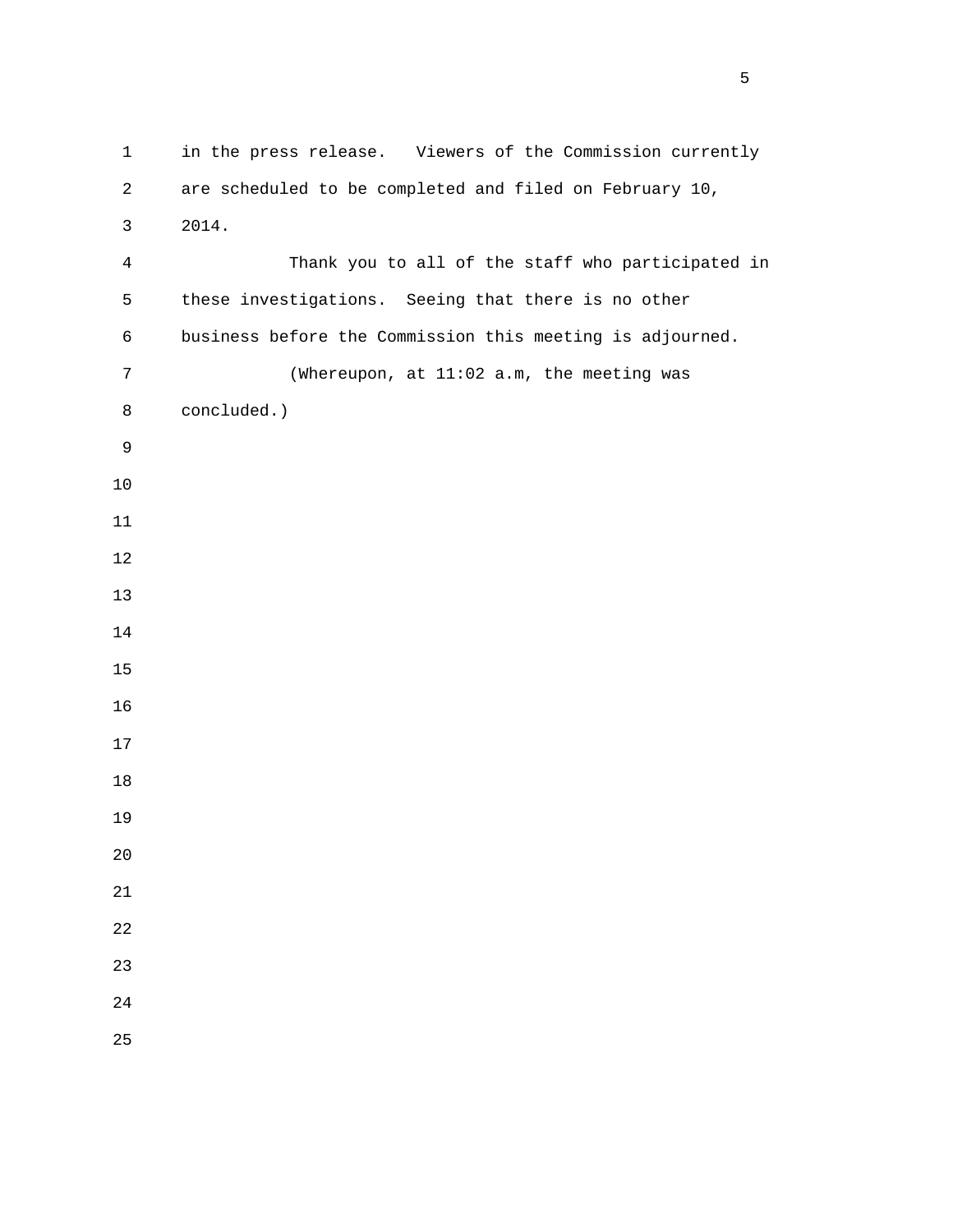in the press release. Viewers of the Commission currently are scheduled to be completed and filed on February 10, 2014.

Thank you to all of the staff who participated in these investigations. Seeing that there is no other business before the Commission this meeting is adjourned.

(Whereupon, at 11:02 a.m, the meeting was concluded.)